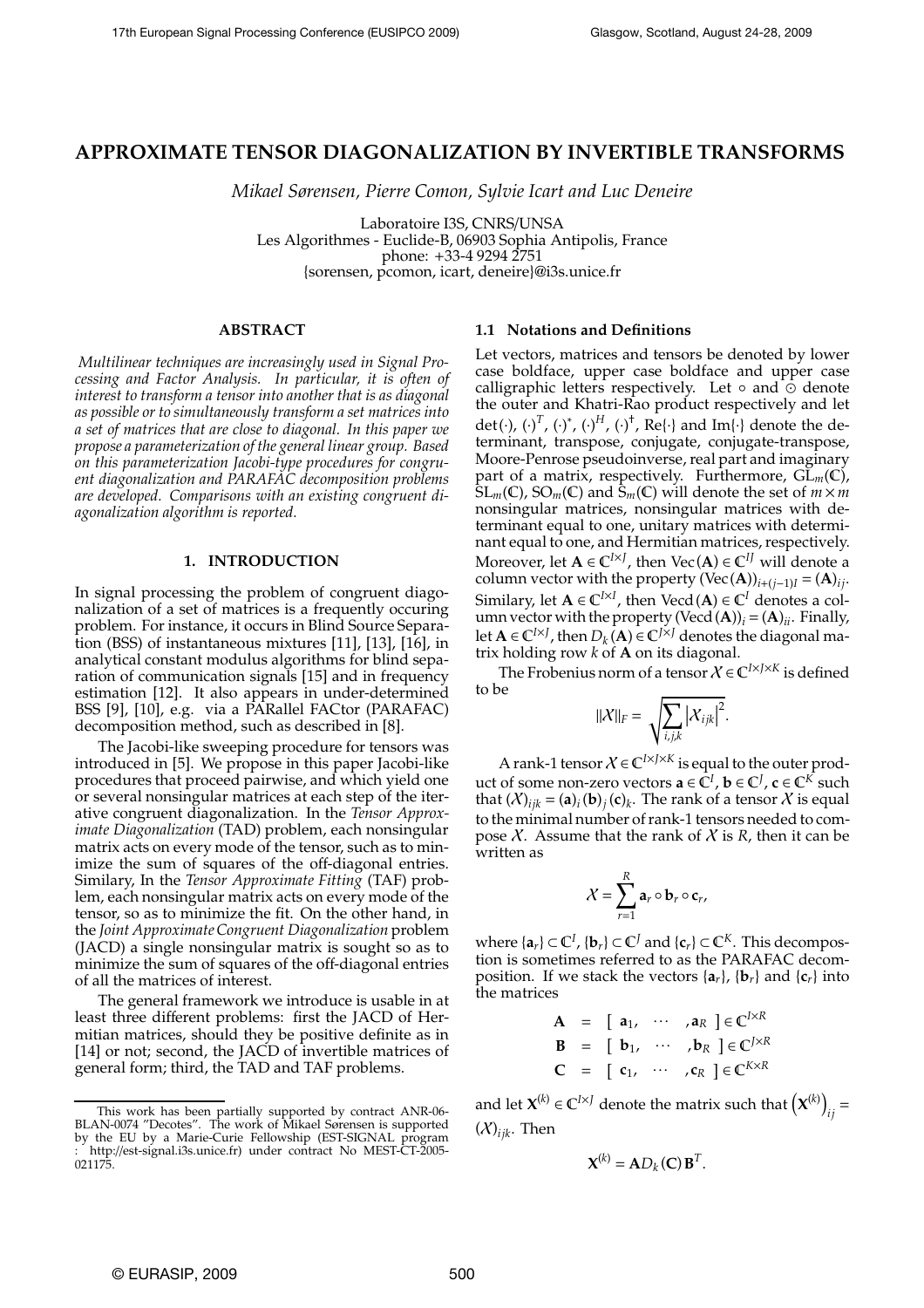# APPROXIMATE TENSOR DIAGONALIZATION BY INVERTIBLE TRANSFORMS

*Mikael Sørensen, Pierre Comon, Sylvie Icart and Luc Deneire*

Laboratoire I3S, CNRS/UNSA
Les Algorithmes - Euclide-B, 06903 Sophia Antipolis, France
phone: +33-4 9294 2751
{sorensen, pcomon, icart, deneire}@i3s.unice.fr

## ABSTRACT

*Multilinear techniques are increasingly used in Signal Processing and Factor Analysis. In particular, it is often of interest to transform a tensor into another that is as diagonal as possible or to simultaneously transform a set matrices into a set of matrices that are close to diagonal. In this paper we propose a parameterization of the general linear group. Based on this parameterization Jacobi-type procedures for congruent diagonalization and PARAFAC decomposition problems are developed. Comparisons with an existing congruent diagonalization algorithm is reported.*

## 1. INTRODUCTION

In signal processing the problem of congruent diagonalization of a set of matrices is a frequently occuring problem. For instance, it occurs in Blind Source Separation (BSS) of instantaneous mixtures [11], [13], [16], in analytical constant modulus algorithms for blind separation of communication signals [15] and in frequency estimation [12]. It also appears in under-determined BSS [9], [10], e.g. via a PARallel FACtor (PARAFAC) decomposition method, such as described in [8].

The Jacobi-like sweeping procedure for tensors was introduced in [5]. We propose in this paper Jacobi-like procedures that proceed pairwise, and which yield one or several nonsingular matrices at each step of the iterative congruent diagonalization. In the *Tensor Approximate Diagonalization* (TAD) problem, each nonsingular matrix acts on every mode of the tensor, such as to minimize the sum of squares of the off-diagonal entries. Similary, In the *Tensor Approximate Fitting* (TAF) problem, each nonsingular matrix acts on every mode of the tensor, so as to minimize the fit. On the other hand, in the *Joint Approximate Congruent Diagonalization* problem (JACD) a single nonsingular matrix is sought so as to minimize the sum of squares of the off-diagonal entries of all the matrices of interest.

The general framework we introduce is usable in at least three different problems: first the JACD of Hermitian matrices, should they be positive definite as in [14] or not; second, the JACD of invertible matrices of general form; third, the TAD and TAF problems.

This work has been partially supported by contract ANR-06-BLAN-0074 "Decotes". The work of Mikael Sørensen is supported by the EU by a Marie-Curie Fellowship (EST-SIGNAL program : http://est-signal.i3s.unice.fr) under contract No MEST-CT-2005-021175.

### 1.1 Notations and Definitions

Let vectors, matrices and tensors be denoted by lower case boldface, upper case boldface and upper case calligraphic letters respectively. Let $\circ$ and $\odot$ denote the outer and Khatri-Rao product respectively and let $\det(\cdot)$, $(\cdot)^T$, $(\cdot)^*$, $(\cdot)^H$, $(\cdot)^\dagger$, $\text{Re}\{\cdot\}$ and $\text{Im}\{\cdot\}$ denote the determinant, transpose, conjugate, conjugate-transpose, Moore-Penrose pseudoinverse, real part and imaginary part of a matrix, respectively. Furthermore, $\text{GL}_m(\mathbb{C})$, $\text{SL}_m(\mathbb{C})$, $\text{SO}_m(\mathbb{C})$ and $\text{S}_m(\mathbb{C})$ will denote the set of $m \times m$ nonsingular matrices, nonsingular matrices with determinant equal to one, unitary matrices with determinant equal to one, and Hermitian matrices, respectively. Moreover, let $\mathbf{A} \in \mathbb{C}^{I \times J}$, then $\text{Vec}(\mathbf{A}) \in \mathbb{C}^{IJ}$ will denote a column vector with the property $(\text{Vec}(\mathbf{A}))_{i+(j-1)I} = (\mathbf{A})_{ij}$. Similary, let $\mathbf{A} \in \mathbb{C}^{I \times I}$, then $\text{Vecd}(\mathbf{A}) \in \mathbb{C}^{I}$ denotes a column vector with the property $(\text{Vecd}(\mathbf{A}))_i = (\mathbf{A})_{ii}$. Finally, let $\mathbf{A} \in \mathbb{C}^{I \times J}$, then $D_k(\mathbf{A}) \in \mathbb{C}^{J \times J}$ denotes the diagonal matrix holding row $k$ of $\mathbf{A}$ on its diagonal.

The Frobenius norm of a tensor $\mathcal{X} \in \mathbb{C}^{I \times J \times K}$ is defined to be

$$\|\mathcal{X}\|_F = \sqrt{\sum_{i,j,k} \left|\mathcal{X}_{ijk}\right|^2}.$$

A rank-1 tensor $\mathcal{X} \in \mathbb{C}^{I \times J \times K}$ is equal to the outer product of some non-zero vectors $\mathbf{a} \in \mathbb{C}^I$, $\mathbf{b} \in \mathbb{C}^J$, $\mathbf{c} \in \mathbb{C}^K$ such that $(\mathcal{X})_{ijk} = (\mathbf{a})_i (\mathbf{b})_j (\mathbf{c})_k$. The rank of a tensor $\mathcal{X}$ is equal to the minimal number of rank-1 tensors needed to compose $\mathcal{X}$. Assume that the rank of $\mathcal{X}$ is $R$, then it can be written as

$$\mathcal{X} = \sum_{r=1}^{R} \mathbf{a}_r \circ \mathbf{b}_r \circ \mathbf{c}_r,$$

where $\{\mathbf{a}_r\} \subset \mathbb{C}^I$, $\{\mathbf{b}_r\} \subset \mathbb{C}^J$ and $\{\mathbf{c}_r\} \subset \mathbb{C}^K$. This decomposition is sometimes referred to as the PARAFAC decomposition. If we stack the vectors $\{\mathbf{a}_r\}$, $\{\mathbf{b}_r\}$ and $\{\mathbf{c}_r\}$ into the matrices

$$\begin{aligned}
\mathbf{A} &= \left[\ \mathbf{a}_1, \ \cdots \ , \mathbf{a}_R\ \right] \in \mathbb{C}^{I \times R} \\
\mathbf{B} &= \left[\ \mathbf{b}_1, \ \cdots \ , \mathbf{b}_R\ \right] \in \mathbb{C}^{J \times R} \\
\mathbf{C} &= \left[\ \mathbf{c}_1, \ \cdots \ , \mathbf{c}_R\ \right] \in \mathbb{C}^{K \times R}
\end{aligned}$$

and let $\mathbf{X}^{(k)} \in \mathbb{C}^{I \times J}$ denote the matrix such that $\left(\mathbf{X}^{(k)}\right)_{ij} = (\mathcal{X})_{ijk}$. Then

$$\mathbf{X}^{(k)} = \mathbf{A} D_k(\mathbf{C}) \mathbf{B}^T.$$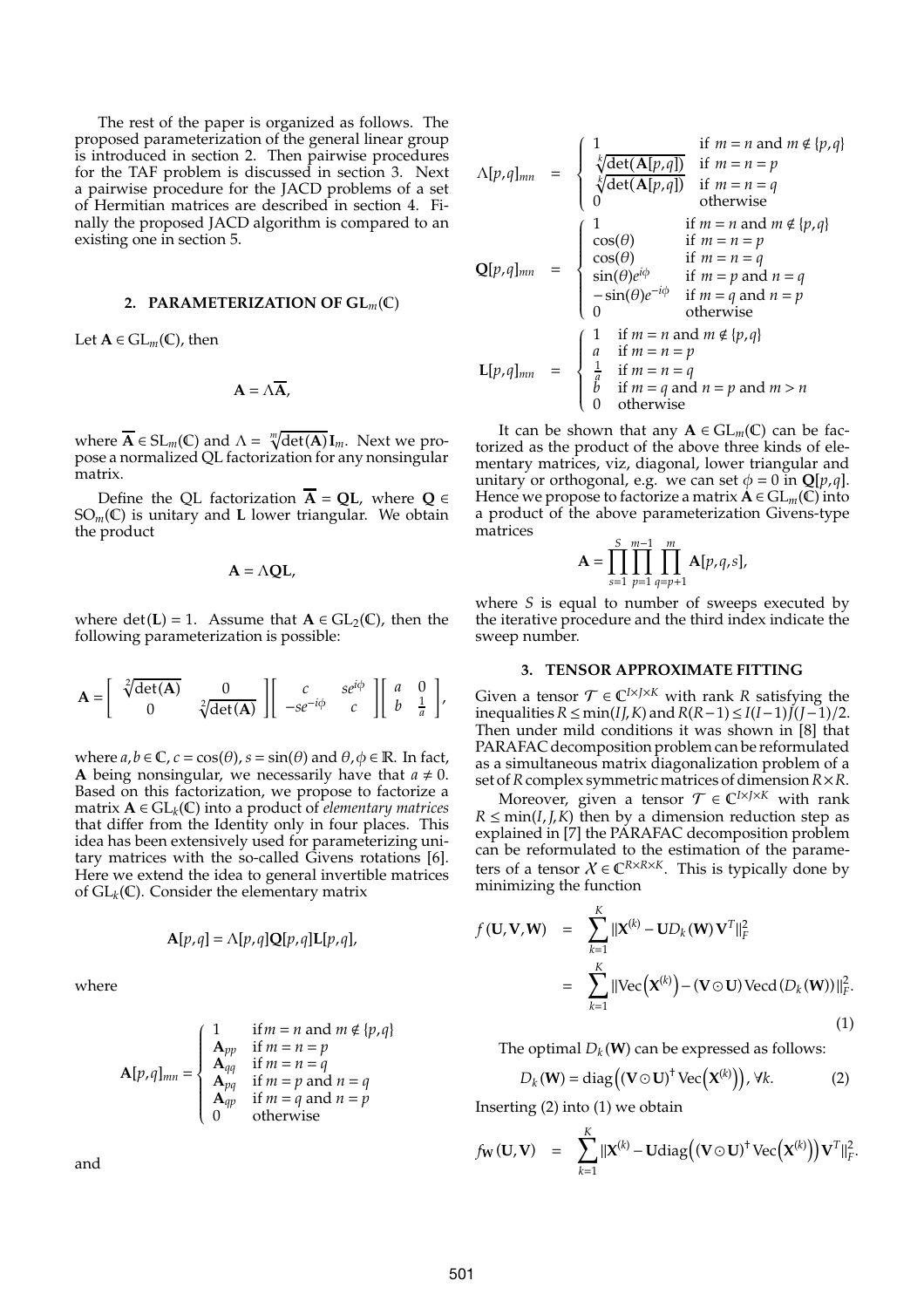The rest of the paper is organized as follows. The proposed parameterization of the general linear group is introduced in section 2. Then pairwise procedures for the TAF problem is discussed in section 3. Next a pairwise procedure for the JACD problems of a set of Hermitian matrices are described in section 4. Finally the proposed JACD algorithm is compared to an existing one in section 5.

## 2. PARAMETERIZATION OF $\mathrm{GL}_m(\mathbb{C})$

Let $\mathbf{A} \in \mathrm{GL}_m(\mathbb{C})$, then

$$\mathbf{A} = \Lambda\overline{\mathbf{A}},$$

where $\overline{\mathbf{A}} \in \mathrm{SL}_m(\mathbb{C})$ and $\Lambda = \sqrt[m]{\det(\mathbf{A})}\mathbf{I}_m$. Next we propose a normalized QL factorization for any nonsingular matrix.

Define the QL factorization $\overline{\mathbf{A}} = \mathbf{QL}$, where $\mathbf{Q} \in \mathrm{SO}_m(\mathbb{C})$ is unitary and $\mathbf{L}$ lower triangular. We obtain the product

$$\mathbf{A} = \Lambda\mathbf{QL},$$

where $\det(\mathbf{L}) = 1$. Assume that $\mathbf{A} \in \mathrm{GL}_2(\mathbb{C})$, then the following parameterization is possible:

$$\mathbf{A} = \begin{bmatrix} \sqrt[2]{\det(\mathbf{A})} & 0 \\ 0 & \sqrt[2]{\det(\mathbf{A})} \end{bmatrix} \begin{bmatrix} c & se^{i\phi} \\ -se^{-i\phi} & c \end{bmatrix} \begin{bmatrix} a & 0 \\ b & \frac{1}{a} \end{bmatrix},$$

where $a, b \in \mathbb{C}$, $c = \cos(\theta)$, $s = \sin(\theta)$ and $\theta, \phi \in \mathbb{R}$. In fact, $\mathbf{A}$ being nonsingular, we necessarily have that $a \neq 0$. Based on this factorization, we propose to factorize a matrix $\mathbf{A} \in \mathrm{GL}_k(\mathbb{C})$ into a product of *elementary matrices* that differ from the Identity only in four places. This idea has been extensively used for parameterizing unitary matrices with the so-called Givens rotations [6]. Here we extend the idea to general invertible matrices of $\mathrm{GL}_k(\mathbb{C})$. Consider the elementary matrix

$$\mathbf{A}[p,q] = \Lambda[p,q]\mathbf{Q}[p,q]\mathbf{L}[p,q],$$

where

$$\mathbf{A}[p,q]_{mn} = \begin{cases} 1 & \text{if } m = n \text{ and } m \notin \{p,q\} \\ \mathbf{A}_{pp} & \text{if } m = n = p \\ \mathbf{A}_{qq} & \text{if } m = n = q \\ \mathbf{A}_{pq} & \text{if } m = p \text{ and } n = q \\ \mathbf{A}_{qp} & \text{if } m = q \text{ and } n = p \\ 0 & \text{otherwise} \end{cases}$$

and

$$\Lambda[p,q]_{mn} = \begin{cases} 1 & \text{if } m = n \text{ and } m \notin \{p,q\} \\ \sqrt[k]{\det(\mathbf{A}[p,q])} & \text{if } m = n = p \\ \sqrt[k]{\det(\mathbf{A}[p,q])} & \text{if } m = n = q \\ 0 & \text{otherwise} \end{cases}$$

$$\mathbf{Q}[p,q]_{mn} = \begin{cases} 1 & \text{if } m = n \text{ and } m \notin \{p,q\} \\ \cos(\theta) & \text{if } m = n = p \\ \cos(\theta) & \text{if } m = n = q \\ \sin(\theta)e^{i\phi} & \text{if } m = p \text{ and } n = q \\ -\sin(\theta)e^{-i\phi} & \text{if } m = q \text{ and } n = p \\ 0 & \text{otherwise} \end{cases}$$

$$\mathbf{L}[p,q]_{mn} = \begin{cases} 1 & \text{if } m = n \text{ and } m \notin \{p,q\} \\ a & \text{if } m = n = p \\ \frac{1}{a} & \text{if } m = n = q \\ b & \text{if } m = q \text{ and } n = p \text{ and } m > n \\ 0 & \text{otherwise} \end{cases}$$

It can be shown that any $\mathbf{A} \in \mathrm{GL}_m(\mathbb{C})$ can be factorized as the product of the above three kinds of elementary matrices, viz, diagonal, lower triangular and unitary or orthogonal, e.g. we can set $\phi = 0$ in $\mathbf{Q}[p,q]$. Hence we propose to factorize a matrix $\mathbf{A} \in \mathrm{GL}_m(\mathbb{C})$ into a product of the above parameterization Givens-type matrices

$$\mathbf{A} = \prod_{s=1}^{S} \prod_{p=1}^{m-1} \prod_{q=p+1}^{m} \mathbf{A}[p,q,s],$$

where $S$ is equal to number of sweeps executed by the iterative procedure and the third index indicate the sweep number.

## 3. TENSOR APPROXIMATE FITTING

Given a tensor $\mathcal{T} \in \mathbb{C}^{I \times J \times K}$ with rank $R$ satisfying the inequalities $R \leq \min(IJ, K)$ and $R(R-1) \leq I(I-1)J(J-1)/2$. Then under mild conditions it was shown in [8] that PARAFAC decomposition problem can be reformulated as a simultaneous matrix diagonalization problem of a set of $R$ complex symmetric matrices of dimension $R \times R$.

Moreover, given a tensor $\mathcal{T} \in \mathbb{C}^{I \times J \times K}$ with rank $R \leq \min(I, J, K)$ then by a dimension reduction step as explained in [7] the PARAFAC decomposition problem can be reformulated to the estimation of the parameters of a tensor $\mathcal{X} \in \mathbb{C}^{R \times R \times K}$. This is typically done by minimizing the function

$$\begin{aligned} f(\mathbf{U}, \mathbf{V}, \mathbf{W}) &= \sum_{k=1}^{K} \|\mathbf{X}^{(k)} - \mathbf{U}D_k(\mathbf{W})\mathbf{V}^T\|_F^2 \\ &= \sum_{k=1}^{K} \|\mathrm{Vec}\left(\mathbf{X}^{(k)}\right) - (\mathbf{V} \odot \mathbf{U})\,\mathrm{Vecd}\left(D_k(\mathbf{W})\right)\|_F^2. \end{aligned} \tag{1}$$

The optimal $D_k(\mathbf{W})$ can be expressed as follows:

$$D_k(\mathbf{W}) = \mathrm{diag}\left((\mathbf{V} \odot \mathbf{U})^\dagger \mathrm{Vec}\left(\mathbf{X}^{(k)}\right)\right), \forall k. \tag{2}$$

Inserting (2) into (1) we obtain

$$f_{\mathbf{W}}(\mathbf{U}, \mathbf{V}) = \sum_{k=1}^{K} \|\mathbf{X}^{(k)} - \mathbf{U}\mathrm{diag}\left((\mathbf{V} \odot \mathbf{U})^\dagger \mathrm{Vec}\left(\mathbf{X}^{(k)}\right)\right)\mathbf{V}^T\|_F^2.$$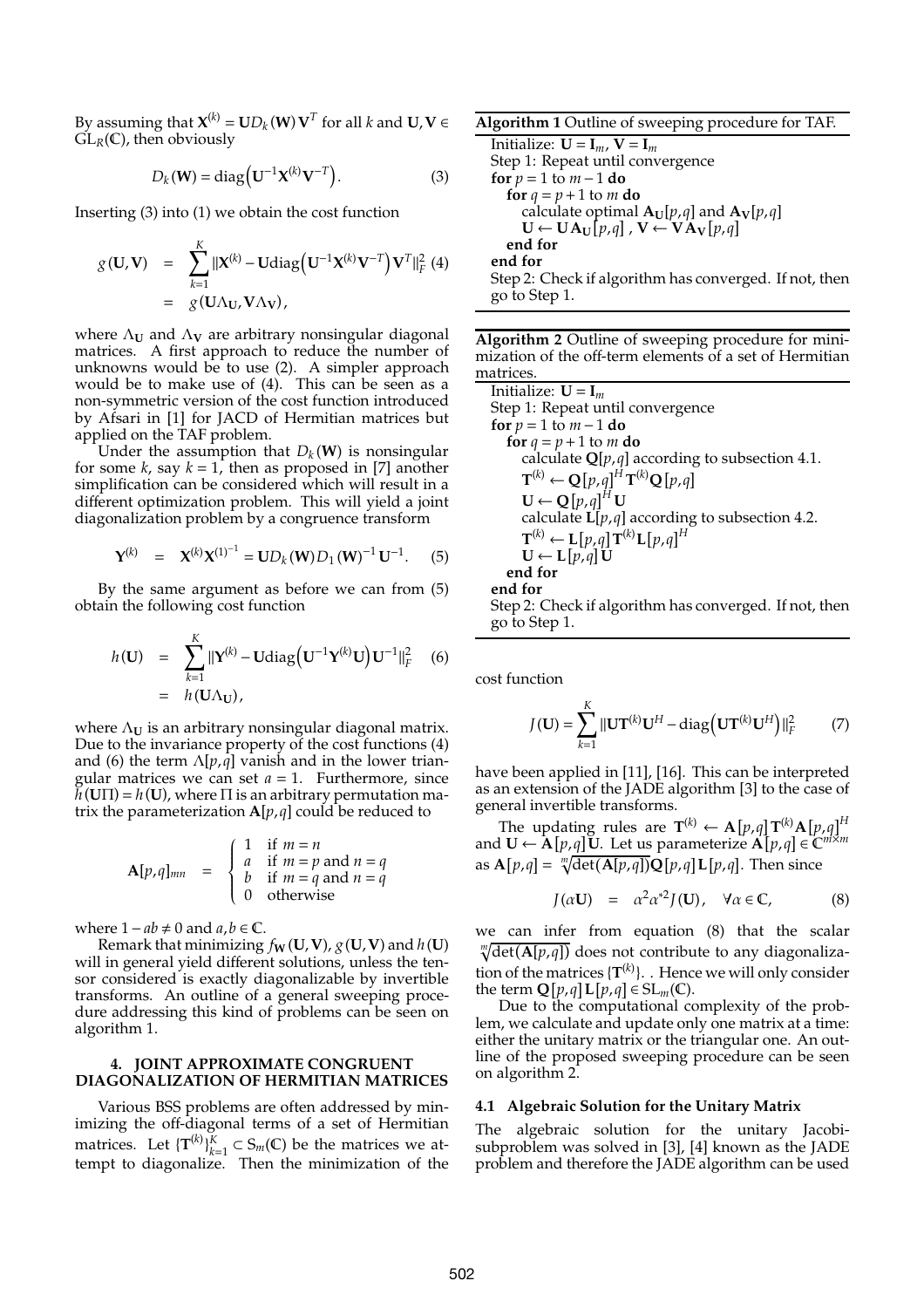By assuming that $\mathbf{X}^{(k)} = \mathbf{U}D_k(\mathbf{W})\mathbf{V}^T$ for all $k$ and $\mathbf{U},\mathbf{V} \in \mathrm{GL}_R(\mathbb{C})$, then obviously

$$D_k(\mathbf{W}) = \mathrm{diag}\left(\mathbf{U}^{-1}\mathbf{X}^{(k)}\mathbf{V}^{-T}\right). \tag{3}$$

Inserting (3) into (1) we obtain the cost function

$$\begin{aligned} g(\mathbf{U},\mathbf{V}) &= \sum_{k=1}^{K} \|\mathbf{X}^{(k)} - \mathbf{U}\mathrm{diag}\left(\mathbf{U}^{-1}\mathbf{X}^{(k)}\mathbf{V}^{-T}\right)\mathbf{V}^T\|_F^2 \quad (4) \\ &= g(\mathbf{U}\Lambda_\mathbf{U}, \mathbf{V}\Lambda_\mathbf{V}), \end{aligned}$$

where $\Lambda_\mathbf{U}$ and $\Lambda_\mathbf{V}$ are arbitrary nonsingular diagonal matrices. A first approach to reduce the number of unknowns would be to use (2). A simpler approach would be to make use of (4). This can be seen as a non-symmetric version of the cost function introduced by Afsari in [1] for JACD of Hermitian matrices but applied on the TAF problem.

Under the assumption that $D_k(\mathbf{W})$ is nonsingular for some $k$, say $k=1$, then as proposed in [7] another simplification can be considered which will result in a different optimization problem. This will yield a joint diagonalization problem by a congruence transform

$$\mathbf{Y}^{(k)} = \mathbf{X}^{(k)}\mathbf{X}^{(1)^{-1}} = \mathbf{U}D_k(\mathbf{W})D_1(\mathbf{W})^{-1}\mathbf{U}^{-1}. \tag{5}$$

By the same argument as before we can from (5) obtain the following cost function

$$\begin{aligned} h(\mathbf{U}) &= \sum_{k=1}^{K} \|\mathbf{Y}^{(k)} - \mathbf{U}\mathrm{diag}\left(\mathbf{U}^{-1}\mathbf{Y}^{(k)}\mathbf{U}\right)\mathbf{U}^{-1}\|_F^2 \quad (6) \\ &= h(\mathbf{U}\Lambda_\mathbf{U}), \end{aligned}$$

where $\Lambda_\mathbf{U}$ is an arbitrary nonsingular diagonal matrix. Due to the invariance property of the cost functions (4) and (6) the term $\Lambda[p,q]$ vanish and in the lower triangular matrices we can set $a=1$. Furthermore, since $h(\mathbf{U}\Pi) = h(\mathbf{U})$, where $\Pi$ is an arbitrary permutation matrix the parameterization $\mathbf{A}[p,q]$ could be reduced to

$$\mathbf{A}[p,q]_{mn} = \begin{cases} 1 & \text{if } m=n \\ a & \text{if } m=p \text{ and } n=q \\ b & \text{if } m=q \text{ and } n=q \\ 0 & \text{otherwise} \end{cases}$$

where $1-ab \neq 0$ and $a,b \in \mathbb{C}$.

Remark that minimizing $f_\mathbf{W}(\mathbf{U},\mathbf{V})$, $g(\mathbf{U},\mathbf{V})$ and $h(\mathbf{U})$ will in general yield different solutions, unless the tensor considered is exactly diagonalizable by invertible transforms. An outline of a general sweeping procedure addressing this kind of problems can be seen on algorithm 1.

## 4. JOINT APPROXIMATE CONGRUENT DIAGONALIZATION OF HERMITIAN MATRICES

Various BSS problems are often addressed by minimizing the off-diagonal terms of a set of Hermitian matrices. Let $\{\mathbf{T}^{(k)}\}_{k=1}^{K} \subset \mathrm{S}_m(\mathbb{C})$ be the matrices we attempt to diagonalize. Then the minimization of the

**Algorithm 1** Outline of sweeping procedure for TAF.

```
Initialize: U = I_m, V = I_m
Step 1: Repeat until convergence
for p = 1 to m-1 do
  for q = p+1 to m do
    calculate optimal A_U[p,q] and A_V[p,q]
    U ← U A_U[p,q] , V ← V A_V[p,q]
  end for
end for
Step 2: Check if algorithm has converged. If not, then
go to Step 1.
```

**Algorithm 2** Outline of sweeping procedure for minimization of the off-term elements of a set of Hermitian matrices.

```
Initialize: U = I_m
Step 1: Repeat until convergence
for p = 1 to m-1 do
  for q = p+1 to m do
    calculate Q[p,q] according to subsection 4.1.
    T^(k) ← Q[p,q]^H T^(k) Q[p,q]
    U ← Q[p,q]^H U
    calculate L[p,q] according to subsection 4.2.
    T^(k) ← L[p,q] T^(k) L[p,q]^H
    U ← L[p,q] U
  end for
end for
Step 2: Check if algorithm has converged. If not, then
go to Step 1.
```

cost function

$$J(\mathbf{U}) = \sum_{k=1}^{K} \|\mathbf{U}\mathbf{T}^{(k)}\mathbf{U}^H - \mathrm{diag}\left(\mathbf{U}\mathbf{T}^{(k)}\mathbf{U}^H\right)\|_F^2 \tag{7}$$

have been applied in [11], [16]. This can be interpreted as an extension of the JADE algorithm [3] to the case of general invertible transforms.

The updating rules are $\mathbf{T}^{(k)} \leftarrow \mathbf{A}[p,q]\mathbf{T}^{(k)}\mathbf{A}[p,q]^H$ and $\mathbf{U} \leftarrow \mathbf{A}[p,q]\mathbf{U}$. Let us parameterize $\mathbf{A}[p,q] \in \mathbb{C}^{m\times m}$ as $\mathbf{A}[p,q] = \sqrt[m]{\det(\mathbf{A}[p,q])}\mathbf{Q}[p,q]\mathbf{L}[p,q]$. Then since

$$J(\alpha\mathbf{U}) = \alpha^2\alpha^{*2}J(\mathbf{U}), \quad \forall \alpha \in \mathbb{C}, \tag{8}$$

we can infer from equation (8) that the scalar $\sqrt[m]{\det(\mathbf{A}[p,q])}$ does not contribute to any diagonalization of the matrices $\{\mathbf{T}^{(k)}\}$. . Hence we will only consider the term $\mathbf{Q}[p,q]\mathbf{L}[p,q] \in \mathrm{SL}_m(\mathbb{C})$.

Due to the computational complexity of the problem, we calculate and update only one matrix at a time: either the unitary matrix or the triangular one. An outline of the proposed sweeping procedure can be seen on algorithm 2.

### 4.1 Algebraic Solution for the Unitary Matrix

The algebraic solution for the unitary Jacobi-subproblem was solved in [3], [4] known as the JADE problem and therefore the JADE algorithm can be used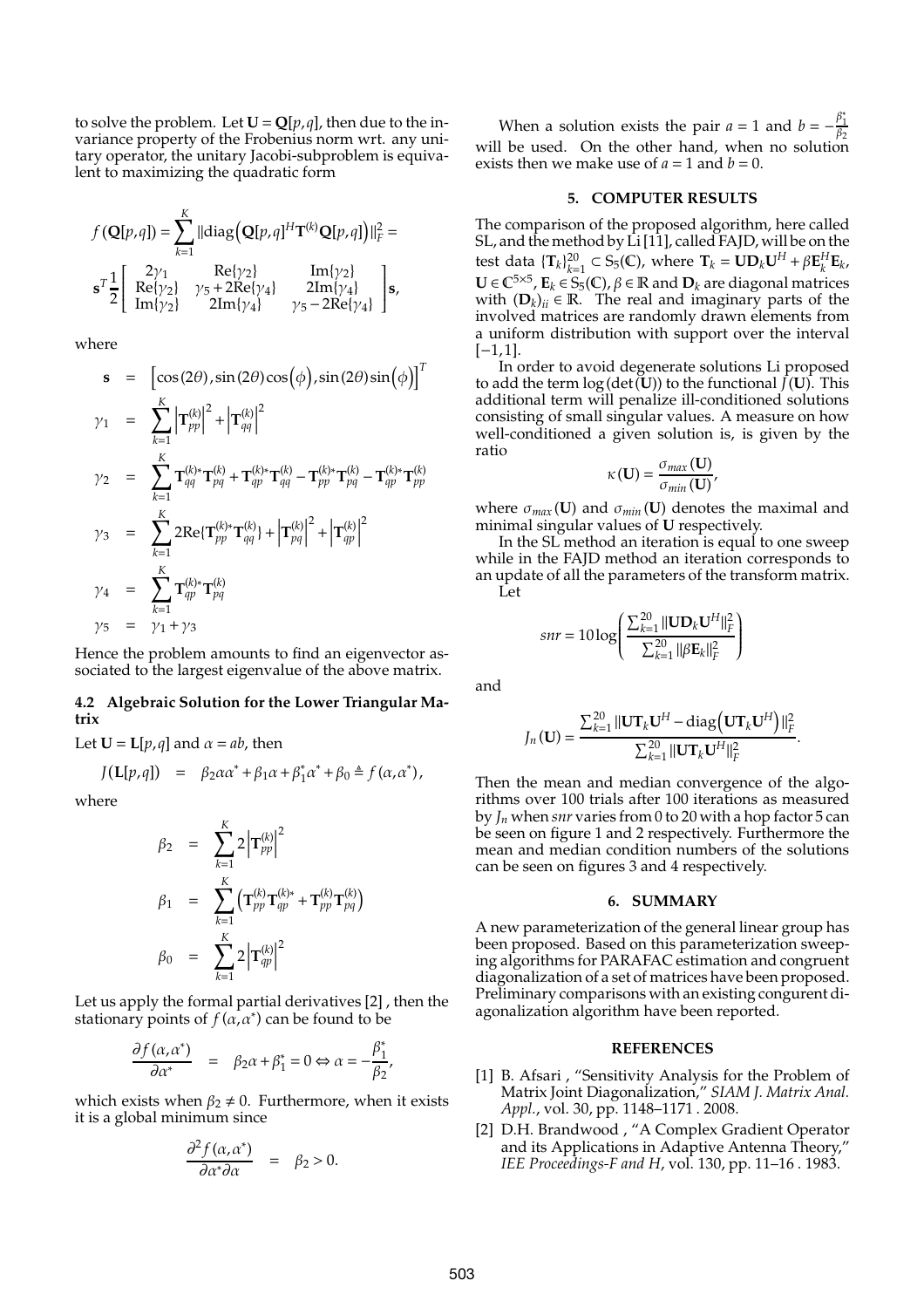to solve the problem. Let $\mathbf{U} = \mathbf{Q}[p,q]$, then due to the invariance property of the Frobenius norm wrt. any unitary operator, the unitary Jacobi-subproblem is equivalent to maximizing the quadratic form

$$f(\mathbf{Q}[p,q]) = \sum_{k=1}^{K} \|\text{diag}\left(\mathbf{Q}[p,q]^H \mathbf{T}^{(k)} \mathbf{Q}[p,q]\right)\|_F^2 =$$

$$\mathbf{s}^T \frac{1}{2} \begin{bmatrix} 2\gamma_1 & \text{Re}\{\gamma_2\} & \text{Im}\{\gamma_2\} \\ \text{Re}\{\gamma_2\} & \gamma_5 + 2\text{Re}\{\gamma_4\} & 2\text{Im}\{\gamma_4\} \\ \text{Im}\{\gamma_2\} & 2\text{Im}\{\gamma_4\} & \gamma_5 - 2\text{Re}\{\gamma_4\} \end{bmatrix} \mathbf{s},$$

where

$$\begin{aligned}
\mathbf{s} &= \left[\cos(2\theta), \sin(2\theta)\cos\left(\phi\right), \sin(2\theta)\sin\left(\phi\right)\right]^T \\
\gamma_1 &= \sum_{k=1}^{K} \left|\mathbf{T}_{pp}^{(k)}\right|^2 + \left|\mathbf{T}_{qq}^{(k)}\right|^2 \\
\gamma_2 &= \sum_{k=1}^{K} \mathbf{T}_{qq}^{(k)*}\mathbf{T}_{pq}^{(k)} + \mathbf{T}_{qp}^{(k)*}\mathbf{T}_{qq}^{(k)} - \mathbf{T}_{pp}^{(k)*}\mathbf{T}_{pq}^{(k)} - \mathbf{T}_{qp}^{(k)*}\mathbf{T}_{pp}^{(k)} \\
\gamma_3 &= \sum_{k=1}^{K} 2\text{Re}\{\mathbf{T}_{pp}^{(k)*}\mathbf{T}_{qq}^{(k)}\} + \left|\mathbf{T}_{pq}^{(k)}\right|^2 + \left|\mathbf{T}_{qp}^{(k)}\right|^2 \\
\gamma_4 &= \sum_{k=1}^{K} \mathbf{T}_{qp}^{(k)*}\mathbf{T}_{pq}^{(k)} \\
\gamma_5 &= \gamma_1 + \gamma_3
\end{aligned}$$

Hence the problem amounts to find an eigenvector associated to the largest eigenvalue of the above matrix.

### 4.2 Algebraic Solution for the Lower Triangular Matrix

Let $\mathbf{U} = \mathbf{L}[p,q]$ and $\alpha = ab$, then

$$J(\mathbf{L}[p,q]) = \beta_2\alpha\alpha^* + \beta_1\alpha + \beta_1^*\alpha^* + \beta_0 \triangleq f(\alpha,\alpha^*),$$

where

$$\begin{aligned}
\beta_2 &= \sum_{k=1}^{K} 2\left|\mathbf{T}_{pp}^{(k)}\right|^2 \\
\beta_1 &= \sum_{k=1}^{K} \left(\mathbf{T}_{pp}^{(k)}\mathbf{T}_{qp}^{(k)*} + \mathbf{T}_{pp}^{(k)}\mathbf{T}_{pq}^{(k)}\right) \\
\beta_0 &= \sum_{k=1}^{K} 2\left|\mathbf{T}_{qp}^{(k)}\right|^2
\end{aligned}$$

Let us apply the formal partial derivatives [2] , then the stationary points of $f(\alpha,\alpha^*)$ can be found to be

$$\frac{\partial f(\alpha,\alpha^*)}{\partial \alpha^*} = \beta_2\alpha + \beta_1^* = 0 \Leftrightarrow \alpha = -\frac{\beta_1^*}{\beta_2},$$

which exists when $\beta_2 \neq 0$. Furthermore, when it exists it is a global minimum since

$$\frac{\partial^2 f(\alpha,\alpha^*)}{\partial \alpha^* \partial \alpha} = \beta_2 > 0.$$

When a solution exists the pair $a = 1$ and $b = -\frac{\beta_1^*}{\beta_2}$ will be used. On the other hand, when no solution exists then we make use of $a = 1$ and $b = 0$.

## 5. COMPUTER RESULTS

The comparison of the proposed algorithm, here called SL, and the method by Li [11], called FAJD, will be on the test data $\{\mathbf{T}_k\}_{k=1}^{20} \subset S_5(\mathbb{C})$, where $\mathbf{T}_k = \mathbf{U}\mathbf{D}_k\mathbf{U}^H + \beta\mathbf{E}_k^H\mathbf{E}_k$, $\mathbf{U} \in \mathbb{C}^{5\times 5}$, $\mathbf{E}_k \in S_5(\mathbb{C})$, $\beta \in \mathbb{R}$ and $\mathbf{D}_k$ are diagonal matrices with $(\mathbf{D}_k)_{ii} \in \mathbb{R}$. The real and imaginary parts of the involved matrices are randomly drawn elements from a uniform distribution with support over the interval $[-1,1]$.

In order to avoid degenerate solutions Li proposed to add the term $\log(\det(\mathbf{U}))$ to the functional $J(\mathbf{U})$. This additional term will penalize ill-conditioned solutions consisting of small singular values. A measure on how well-conditioned a given solution is, is given by the ratio

$$\kappa(\mathbf{U}) = \frac{\sigma_{max}(\mathbf{U})}{\sigma_{min}(\mathbf{U})},$$

where $\sigma_{max}(\mathbf{U})$ and $\sigma_{min}(\mathbf{U})$ denotes the maximal and minimal singular values of $\mathbf{U}$ respectively.

In the SL method an iteration is equal to one sweep while in the FAJD method an iteration corresponds to an update of all the parameters of the transform matrix. Let

$$snr = 10\log\left(\frac{\sum_{k=1}^{20}\|\mathbf{U}\mathbf{D}_k\mathbf{U}^H\|_F^2}{\sum_{k=1}^{20}\|\beta\mathbf{E}_k\|_F^2}\right)$$

and

$$J_n(\mathbf{U}) = \frac{\sum_{k=1}^{20}\|\mathbf{U}\mathbf{T}_k\mathbf{U}^H - \text{diag}\left(\mathbf{U}\mathbf{T}_k\mathbf{U}^H\right)\|_F^2}{\sum_{k=1}^{20}\|\mathbf{U}\mathbf{T}_k\mathbf{U}^H\|_F^2}.$$

Then the mean and median convergence of the algorithms over 100 trials after 100 iterations as measured by $J_n$ when $snr$ varies from 0 to 20 with a hop factor 5 can be seen on figure 1 and 2 respectively. Furthermore the mean and median condition numbers of the solutions can be seen on figures 3 and 4 respectively.

## 6. SUMMARY

A new parameterization of the general linear group has been proposed. Based on this parameterization sweeping algorithms for PARAFAC estimation and congruent diagonalization of a set of matrices have been proposed. Preliminary comparisons with an existing congurent diagonalization algorithm have been reported.

## REFERENCES

[1] B. Afsari , "Sensitivity Analysis for the Problem of Matrix Joint Diagonalization," *SIAM J. Matrix Anal. Appl.*, vol. 30, pp. 1148–1171 . 2008.

[2] D.H. Brandwood , "A Complex Gradient Operator and its Applications in Adaptive Antenna Theory," *IEE Proceedings-F and H*, vol. 130, pp. 11–16 . 1983.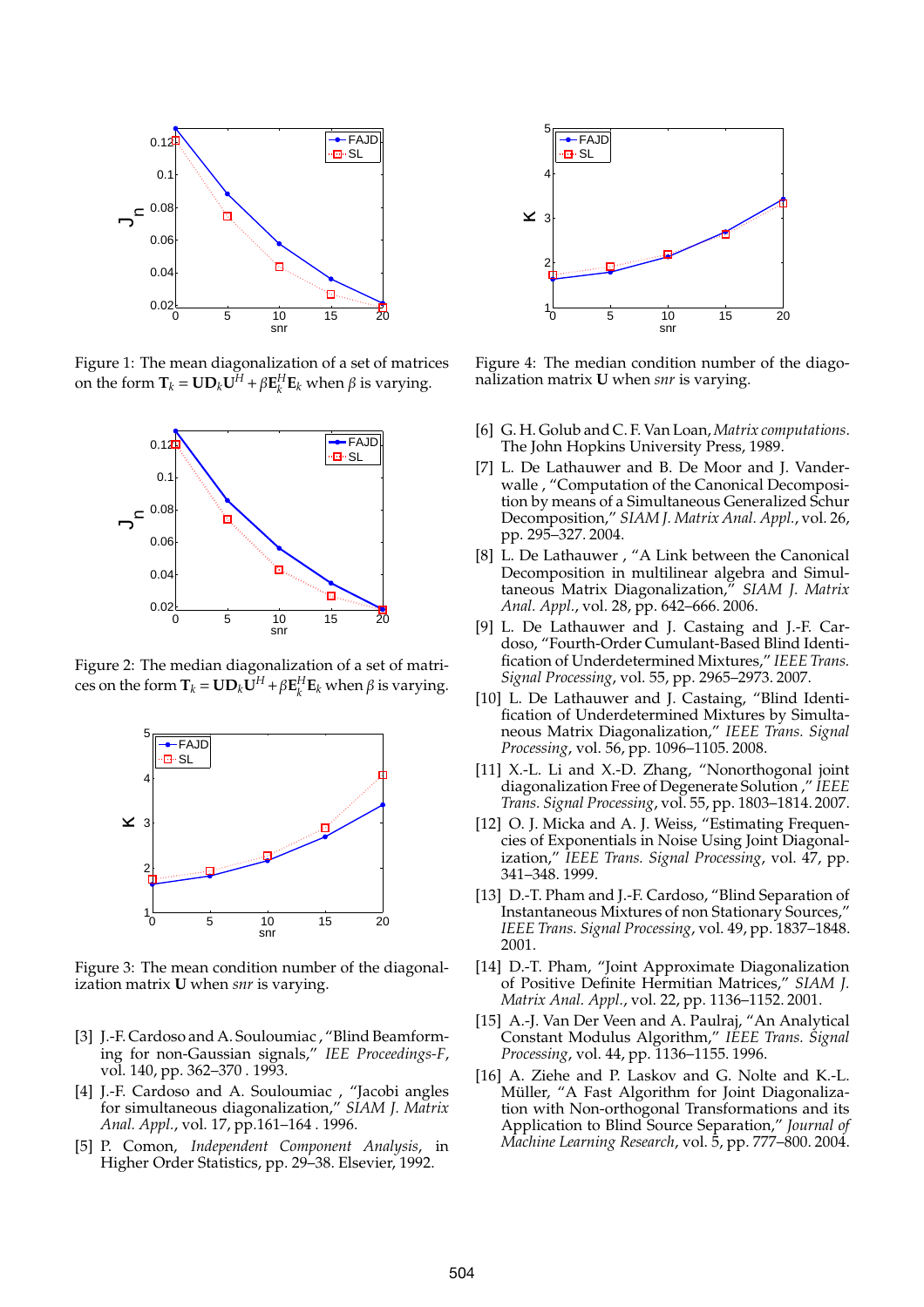0.12
0.1
0.08
0.06
0.04
0.02
$J_n$
0 5 10 15 20
snr
FAJD
SL

Figure 1: The mean diagonalization of a set of matrices on the form $\mathbf{T}_k = \mathbf{U}\mathbf{D}_k\mathbf{U}^H + \beta\mathbf{E}_k^H\mathbf{E}_k$ when $\beta$ is varying.

0.12
0.1
0.08
0.06
0.04
0.02
$J_n$
0 5 10 15 20
snr
FAJD
SL

Figure 2: The median diagonalization of a set of matrices on the form $\mathbf{T}_k = \mathbf{U}\mathbf{D}_k\mathbf{U}^H + \beta\mathbf{E}_k^H\mathbf{E}_k$ when $\beta$ is varying.

5
4
3
2
1
K
0 5 10 15 20
snr
FAJD
SL

Figure 3: The mean condition number of the diagonalization matrix $\mathbf{U}$ when *snr* is varying.

[3] J.-F. Cardoso and A. Souloumiac , "Blind Beamforming for non-Gaussian signals," *IEE Proceedings-F*, vol. 140, pp. 362–370 . 1993.

[4] J.-F. Cardoso and A. Souloumiac , "Jacobi angles for simultaneous diagonalization," *SIAM J. Matrix Anal. Appl.*, vol. 17, pp.161–164 . 1996.

[5] P. Comon, *Independent Component Analysis*, in Higher Order Statistics, pp. 29–38. Elsevier, 1992.

5
4
3
2
1
K
0 5 10 15 20
snr
FAJD
SL

Figure 4: The median condition number of the diagonalization matrix $\mathbf{U}$ when *snr* is varying.

[6] G. H. Golub and C. F. Van Loan, *Matrix computations*. The John Hopkins University Press, 1989.

[7] L. De Lathauwer and B. De Moor and J. Vandewalle , "Computation of the Canonical Decomposition by means of a Simultaneous Generalized Schur Decomposition," *SIAM J. Matrix Anal. Appl.*, vol. 26, pp. 295–327. 2004.

[8] L. De Lathauwer , "A Link between the Canonical Decomposition in multilinear algebra and Simultaneous Matrix Diagonalization," *SIAM J. Matrix Anal. Appl.*, vol. 28, pp. 642–666. 2006.

[9] L. De Lathauwer and J. Castaing and J.-F. Cardoso, "Fourth-Order Cumulant-Based Blind Identification of Underdetermined Mixtures," *IEEE Trans. Signal Processing*, vol. 55, pp. 2965–2973. 2007.

[10] L. De Lathauwer and J. Castaing, "Blind Identification of Underdetermined Mixtures by Simultaneous Matrix Diagonalization," *IEEE Trans. Signal Processing*, vol. 56, pp. 1096–1105. 2008.

[11] X.-L. Li and X.-D. Zhang, "Nonorthogonal joint diagonalization Free of Degenerate Solution ," *IEEE Trans. Signal Processing*, vol. 55, pp. 1803–1814. 2007.

[12] O. J. Micka and A. J. Weiss, "Estimating Frequencies of Exponentials in Noise Using Joint Diagonalization," *IEEE Trans. Signal Processing*, vol. 47, pp. 341–348. 1999.

[13] D.-T. Pham and J.-F. Cardoso, "Blind Separation of Instantaneous Mixtures of non Stationary Sources," *IEEE Trans. Signal Processing*, vol. 49, pp. 1837–1848. 2001.

[14] D.-T. Pham, "Joint Approximate Diagonalization of Positive Definite Hermitian Matrices," *SIAM J. Matrix Anal. Appl.*, vol. 22, pp. 1136–1152. 2001.

[15] A.-J. Van Der Veen and A. Paulraj, "An Analytical Constant Modulus Algorithm," *IEEE Trans. Signal Processing*, vol. 44, pp. 1136–1155. 1996.

[16] A. Ziehe and P. Laskov and G. Nolte and K.-L. Müller, "A Fast Algorithm for Joint Diagonalization with Non-orthogonal Transformations and its Application to Blind Source Separation," *Journal of Machine Learning Research*, vol. 5, pp. 777–800. 2004.